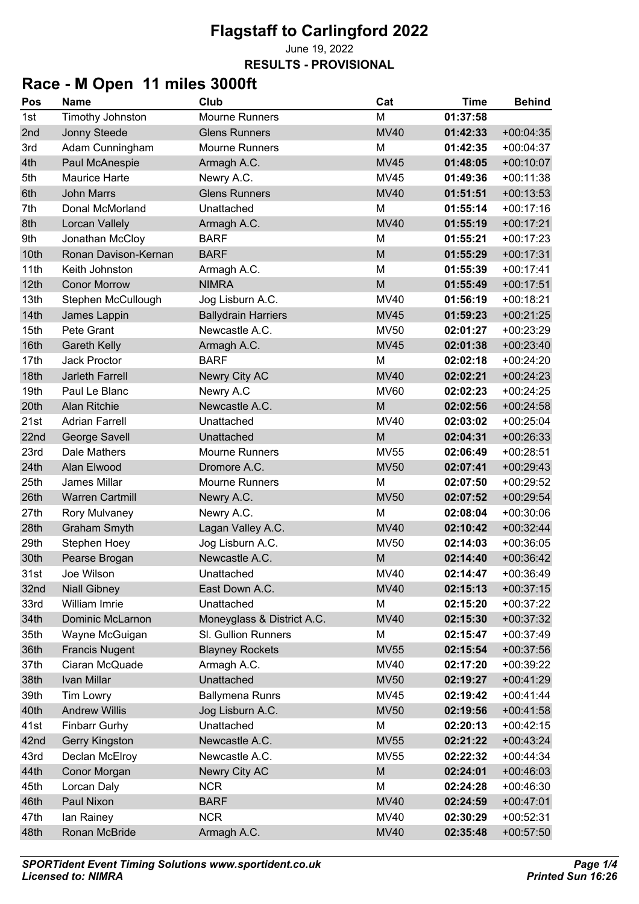# Flagstaff to Carlingford 2022

June 19, 2022

**RESULTS - PROVISIONAL**

## Race - M Open 11 miles 3000ft

| Pos | Name | Club | Cat | Time | Behind |
|---|---|---|---|---|---|
| 1st | Timothy Johnston | Mourne Runners | M | **01:37:58** | |
| 2nd | Jonny Steede | Glens Runners | MV40 | **01:42:33** | +00:04:35 |
| 3rd | Adam Cunningham | Mourne Runners | M | **01:42:35** | +00:04:37 |
| 4th | Paul McAnespie | Armagh A.C. | MV45 | **01:48:05** | +00:10:07 |
| 5th | Maurice Harte | Newry A.C. | MV45 | **01:49:36** | +00:11:38 |
| 6th | John Marrs | Glens Runners | MV40 | **01:51:51** | +00:13:53 |
| 7th | Donal McMorland | Unattached | M | **01:55:14** | +00:17:16 |
| 8th | Lorcan Vallely | Armagh A.C. | MV40 | **01:55:19** | +00:17:21 |
| 9th | Jonathan McCloy | BARF | M | **01:55:21** | +00:17:23 |
| 10th | Ronan Davison-Kernan | BARF | M | **01:55:29** | +00:17:31 |
| 11th | Keith Johnston | Armagh A.C. | M | **01:55:39** | +00:17:41 |
| 12th | Conor Morrow | NIMRA | M | **01:55:49** | +00:17:51 |
| 13th | Stephen McCullough | Jog Lisburn A.C. | MV40 | **01:56:19** | +00:18:21 |
| 14th | James Lappin | Ballydrain Harriers | MV45 | **01:59:23** | +00:21:25 |
| 15th | Pete Grant | Newcastle A.C. | MV50 | **02:01:27** | +00:23:29 |
| 16th | Gareth Kelly | Armagh A.C. | MV45 | **02:01:38** | +00:23:40 |
| 17th | Jack Proctor | BARF | M | **02:02:18** | +00:24:20 |
| 18th | Jarleth Farrell | Newry City AC | MV40 | **02:02:21** | +00:24:23 |
| 19th | Paul Le Blanc | Newry A.C | MV60 | **02:02:23** | +00:24:25 |
| 20th | Alan Ritchie | Newcastle A.C. | M | **02:02:56** | +00:24:58 |
| 21st | Adrian Farrell | Unattached | MV40 | **02:03:02** | +00:25:04 |
| 22nd | George Savell | Unattached | M | **02:04:31** | +00:26:33 |
| 23rd | Dale Mathers | Mourne Runners | MV55 | **02:06:49** | +00:28:51 |
| 24th | Alan Elwood | Dromore A.C. | MV50 | **02:07:41** | +00:29:43 |
| 25th | James Millar | Mourne Runners | M | **02:07:50** | +00:29:52 |
| 26th | Warren Cartmill | Newry A.C. | MV50 | **02:07:52** | +00:29:54 |
| 27th | Rory Mulvaney | Newry A.C. | M | **02:08:04** | +00:30:06 |
| 28th | Graham Smyth | Lagan Valley A.C. | MV40 | **02:10:42** | +00:32:44 |
| 29th | Stephen Hoey | Jog Lisburn A.C. | MV50 | **02:14:03** | +00:36:05 |
| 30th | Pearse Brogan | Newcastle A.C. | M | **02:14:40** | +00:36:42 |
| 31st | Joe Wilson | Unattached | MV40 | **02:14:47** | +00:36:49 |
| 32nd | Niall Gibney | East Down A.C. | MV40 | **02:15:13** | +00:37:15 |
| 33rd | William Imrie | Unattached | M | **02:15:20** | +00:37:22 |
| 34th | Dominic McLarnon | Moneyglass & District A.C. | MV40 | **02:15:30** | +00:37:32 |
| 35th | Wayne McGuigan | Sl. Gullion Runners | M | **02:15:47** | +00:37:49 |
| 36th | Francis Nugent | Blayney Rockets | MV55 | **02:15:54** | +00:37:56 |
| 37th | Ciaran McQuade | Armagh A.C. | MV40 | **02:17:20** | +00:39:22 |
| 38th | Ivan Millar | Unattached | MV50 | **02:19:27** | +00:41:29 |
| 39th | Tim Lowry | Ballymena Runrs | MV45 | **02:19:42** | +00:41:44 |
| 40th | Andrew Willis | Jog Lisburn A.C. | MV50 | **02:19:56** | +00:41:58 |
| 41st | Finbarr Gurhy | Unattached | M | **02:20:13** | +00:42:15 |
| 42nd | Gerry Kingston | Newcastle A.C. | MV55 | **02:21:22** | +00:43:24 |
| 43rd | Declan McElroy | Newcastle A.C. | MV55 | **02:22:32** | +00:44:34 |
| 44th | Conor Morgan | Newry City AC | M | **02:24:01** | +00:46:03 |
| 45th | Lorcan Daly | NCR | M | **02:24:28** | +00:46:30 |
| 46th | Paul Nixon | BARF | MV40 | **02:24:59** | +00:47:01 |
| 47th | Ian Rainey | NCR | MV40 | **02:30:29** | +00:52:31 |
| 48th | Ronan McBride | Armagh A.C. | MV40 | **02:35:48** | +00:57:50 |

***SPORTident Event Timing Solutions www.sportident.co.uk***
***Licensed to: NIMRA***

***Printed Sun 16:26***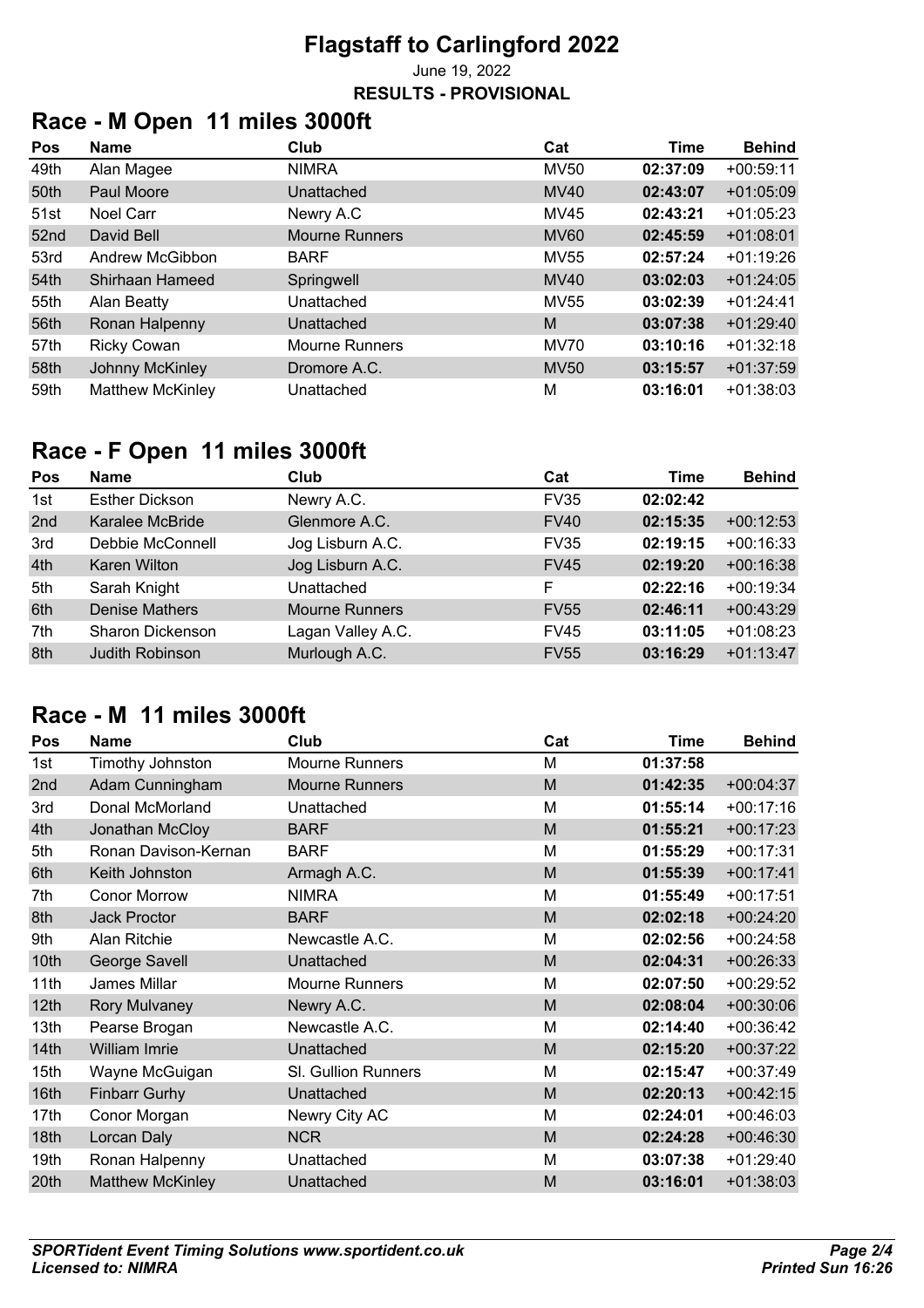# Flagstaff to Carlingford 2022

June 19, 2022

**RESULTS - PROVISIONAL**

## Race - M Open 11 miles 3000ft

| Pos | Name | Club | Cat | Time | Behind |
|---|---|---|---|---|---|
| 49th | Alan Magee | NIMRA | MV50 | **02:37:09** | +00:59:11 |
| 50th | Paul Moore | Unattached | MV40 | **02:43:07** | +01:05:09 |
| 51st | Noel Carr | Newry A.C | MV45 | **02:43:21** | +01:05:23 |
| 52nd | David Bell | Mourne Runners | MV60 | **02:45:59** | +01:08:01 |
| 53rd | Andrew McGibbon | BARF | MV55 | **02:57:24** | +01:19:26 |
| 54th | Shirhaan Hameed | Springwell | MV40 | **03:02:03** | +01:24:05 |
| 55th | Alan Beatty | Unattached | MV55 | **03:02:39** | +01:24:41 |
| 56th | Ronan Halpenny | Unattached | M | **03:07:38** | +01:29:40 |
| 57th | Ricky Cowan | Mourne Runners | MV70 | **03:10:16** | +01:32:18 |
| 58th | Johnny McKinley | Dromore A.C. | MV50 | **03:15:57** | +01:37:59 |
| 59th | Matthew McKinley | Unattached | M | **03:16:01** | +01:38:03 |

## Race - F Open 11 miles 3000ft

| Pos | Name | Club | Cat | Time | Behind |
|---|---|---|---|---|---|
| 1st | Esther Dickson | Newry A.C. | FV35 | **02:02:42** | |
| 2nd | Karalee McBride | Glenmore A.C. | FV40 | **02:15:35** | +00:12:53 |
| 3rd | Debbie McConnell | Jog Lisburn A.C. | FV35 | **02:19:15** | +00:16:33 |
| 4th | Karen Wilton | Jog Lisburn A.C. | FV45 | **02:19:20** | +00:16:38 |
| 5th | Sarah Knight | Unattached | F | **02:22:16** | +00:19:34 |
| 6th | Denise Mathers | Mourne Runners | FV55 | **02:46:11** | +00:43:29 |
| 7th | Sharon Dickenson | Lagan Valley A.C. | FV45 | **03:11:05** | +01:08:23 |
| 8th | Judith Robinson | Murlough A.C. | FV55 | **03:16:29** | +01:13:47 |

## Race - M 11 miles 3000ft

| Pos | Name | Club | Cat | Time | Behind |
|---|---|---|---|---|---|
| 1st | Timothy Johnston | Mourne Runners | M | **01:37:58** | |
| 2nd | Adam Cunningham | Mourne Runners | M | **01:42:35** | +00:04:37 |
| 3rd | Donal McMorland | Unattached | M | **01:55:14** | +00:17:16 |
| 4th | Jonathan McCloy | BARF | M | **01:55:21** | +00:17:23 |
| 5th | Ronan Davison-Kernan | BARF | M | **01:55:29** | +00:17:31 |
| 6th | Keith Johnston | Armagh A.C. | M | **01:55:39** | +00:17:41 |
| 7th | Conor Morrow | NIMRA | M | **01:55:49** | +00:17:51 |
| 8th | Jack Proctor | BARF | M | **02:02:18** | +00:24:20 |
| 9th | Alan Ritchie | Newcastle A.C. | M | **02:02:56** | +00:24:58 |
| 10th | George Savell | Unattached | M | **02:04:31** | +00:26:33 |
| 11th | James Millar | Mourne Runners | M | **02:07:50** | +00:29:52 |
| 12th | Rory Mulvaney | Newry A.C. | M | **02:08:04** | +00:30:06 |
| 13th | Pearse Brogan | Newcastle A.C. | M | **02:14:40** | +00:36:42 |
| 14th | William Imrie | Unattached | M | **02:15:20** | +00:37:22 |
| 15th | Wayne McGuigan | Sl. Gullion Runners | M | **02:15:47** | +00:37:49 |
| 16th | Finbarr Gurhy | Unattached | M | **02:20:13** | +00:42:15 |
| 17th | Conor Morgan | Newry City AC | M | **02:24:01** | +00:46:03 |
| 18th | Lorcan Daly | NCR | M | **02:24:28** | +00:46:30 |
| 19th | Ronan Halpenny | Unattached | M | **03:07:38** | +01:29:40 |
| 20th | Matthew McKinley | Unattached | M | **03:16:01** | +01:38:03 |

*SPORTident Event Timing Solutions www.sportident.co.uk*
*Licensed to: NIMRA*

*Printed Sun 16:26*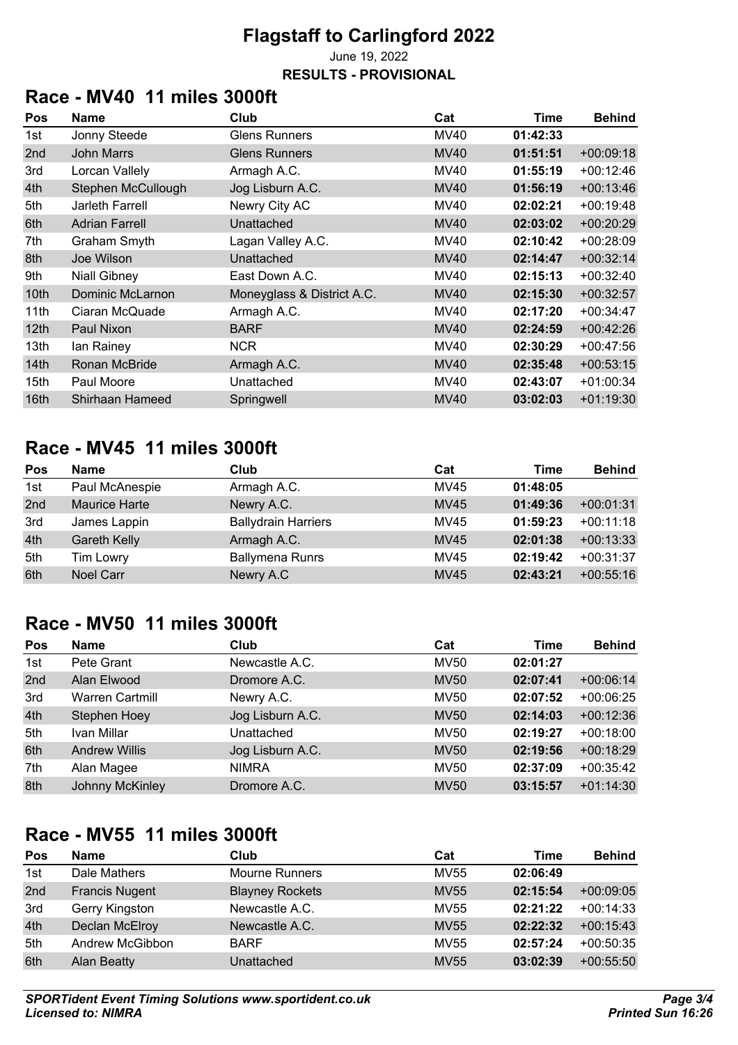# Flagstaff to Carlingford 2022

June 19, 2022

**RESULTS - PROVISIONAL**

## Race - MV40 11 miles 3000ft

| Pos | Name | Club | Cat | Time | Behind |
|---|---|---|---|---|---|
| 1st | Jonny Steede | Glens Runners | MV40 | **01:42:33** | |
| 2nd | John Marrs | Glens Runners | MV40 | **01:51:51** | +00:09:18 |
| 3rd | Lorcan Vallely | Armagh A.C. | MV40 | **01:55:19** | +00:12:46 |
| 4th | Stephen McCullough | Jog Lisburn A.C. | MV40 | **01:56:19** | +00:13:46 |
| 5th | Jarleth Farrell | Newry City AC | MV40 | **02:02:21** | +00:19:48 |
| 6th | Adrian Farrell | Unattached | MV40 | **02:03:02** | +00:20:29 |
| 7th | Graham Smyth | Lagan Valley A.C. | MV40 | **02:10:42** | +00:28:09 |
| 8th | Joe Wilson | Unattached | MV40 | **02:14:47** | +00:32:14 |
| 9th | Niall Gibney | East Down A.C. | MV40 | **02:15:13** | +00:32:40 |
| 10th | Dominic McLarnon | Moneyglass & District A.C. | MV40 | **02:15:30** | +00:32:57 |
| 11th | Ciaran McQuade | Armagh A.C. | MV40 | **02:17:20** | +00:34:47 |
| 12th | Paul Nixon | BARF | MV40 | **02:24:59** | +00:42:26 |
| 13th | Ian Rainey | NCR | MV40 | **02:30:29** | +00:47:56 |
| 14th | Ronan McBride | Armagh A.C. | MV40 | **02:35:48** | +00:53:15 |
| 15th | Paul Moore | Unattached | MV40 | **02:43:07** | +01:00:34 |
| 16th | Shirhaan Hameed | Springwell | MV40 | **03:02:03** | +01:19:30 |

## Race - MV45 11 miles 3000ft

| Pos | Name | Club | Cat | Time | Behind |
|---|---|---|---|---|---|
| 1st | Paul McAnespie | Armagh A.C. | MV45 | **01:48:05** | |
| 2nd | Maurice Harte | Newry A.C. | MV45 | **01:49:36** | +00:01:31 |
| 3rd | James Lappin | Ballydrain Harriers | MV45 | **01:59:23** | +00:11:18 |
| 4th | Gareth Kelly | Armagh A.C. | MV45 | **02:01:38** | +00:13:33 |
| 5th | Tim Lowry | Ballymena Runrs | MV45 | **02:19:42** | +00:31:37 |
| 6th | Noel Carr | Newry A.C | MV45 | **02:43:21** | +00:55:16 |

## Race - MV50 11 miles 3000ft

| Pos | Name | Club | Cat | Time | Behind |
|---|---|---|---|---|---|
| 1st | Pete Grant | Newcastle A.C. | MV50 | **02:01:27** | |
| 2nd | Alan Elwood | Dromore A.C. | MV50 | **02:07:41** | +00:06:14 |
| 3rd | Warren Cartmill | Newry A.C. | MV50 | **02:07:52** | +00:06:25 |
| 4th | Stephen Hoey | Jog Lisburn A.C. | MV50 | **02:14:03** | +00:12:36 |
| 5th | Ivan Millar | Unattached | MV50 | **02:19:27** | +00:18:00 |
| 6th | Andrew Willis | Jog Lisburn A.C. | MV50 | **02:19:56** | +00:18:29 |
| 7th | Alan Magee | NIMRA | MV50 | **02:37:09** | +00:35:42 |
| 8th | Johnny McKinley | Dromore A.C. | MV50 | **03:15:57** | +01:14:30 |

## Race - MV55 11 miles 3000ft

| Pos | Name | Club | Cat | Time | Behind |
|---|---|---|---|---|---|
| 1st | Dale Mathers | Mourne Runners | MV55 | **02:06:49** | |
| 2nd | Francis Nugent | Blayney Rockets | MV55 | **02:15:54** | +00:09:05 |
| 3rd | Gerry Kingston | Newcastle A.C. | MV55 | **02:21:22** | +00:14:33 |
| 4th | Declan McElroy | Newcastle A.C. | MV55 | **02:22:32** | +00:15:43 |
| 5th | Andrew McGibbon | BARF | MV55 | **02:57:24** | +00:50:35 |
| 6th | Alan Beatty | Unattached | MV55 | **03:02:39** | +00:55:50 |

*SPORTident Event Timing Solutions www.sportident.co.uk*
*Licensed to: NIMRA*

*Printed Sun 16:26*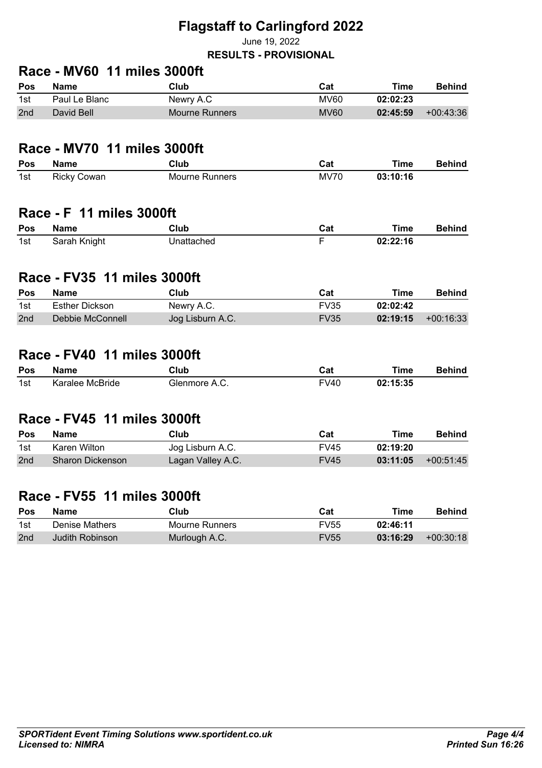# Flagstaff to Carlingford 2022

June 19, 2022

**RESULTS - PROVISIONAL**

## Race - MV60 11 miles 3000ft

| Pos | Name | Club | Cat | Time | Behind |
|---|---|---|---|---|---|
| 1st | Paul Le Blanc | Newry A.C | MV60 | **02:02:23** | |
| 2nd | David Bell | Mourne Runners | MV60 | **02:45:59** | +00:43:36 |

## Race - MV70 11 miles 3000ft

| Pos | Name | Club | Cat | Time | Behind |
|---|---|---|---|---|---|
| 1st | Ricky Cowan | Mourne Runners | MV70 | **03:10:16** | |

## Race - F 11 miles 3000ft

| Pos | Name | Club | Cat | Time | Behind |
|---|---|---|---|---|---|
| 1st | Sarah Knight | Unattached | F | **02:22:16** | |

## Race - FV35 11 miles 3000ft

| Pos | Name | Club | Cat | Time | Behind |
|---|---|---|---|---|---|
| 1st | Esther Dickson | Newry A.C. | FV35 | **02:02:42** | |
| 2nd | Debbie McConnell | Jog Lisburn A.C. | FV35 | **02:19:15** | +00:16:33 |

## Race - FV40 11 miles 3000ft

| Pos | Name | Club | Cat | Time | Behind |
|---|---|---|---|---|---|
| 1st | Karalee McBride | Glenmore A.C. | FV40 | **02:15:35** | |

## Race - FV45 11 miles 3000ft

| Pos | Name | Club | Cat | Time | Behind |
|---|---|---|---|---|---|
| 1st | Karen Wilton | Jog Lisburn A.C. | FV45 | **02:19:20** | |
| 2nd | Sharon Dickenson | Lagan Valley A.C. | FV45 | **03:11:05** | +00:51:45 |

## Race - FV55 11 miles 3000ft

| Pos | Name | Club | Cat | Time | Behind |
|---|---|---|---|---|---|
| 1st | Denise Mathers | Mourne Runners | FV55 | **02:46:11** | |
| 2nd | Judith Robinson | Murlough A.C. | FV55 | **03:16:29** | +00:30:18 |